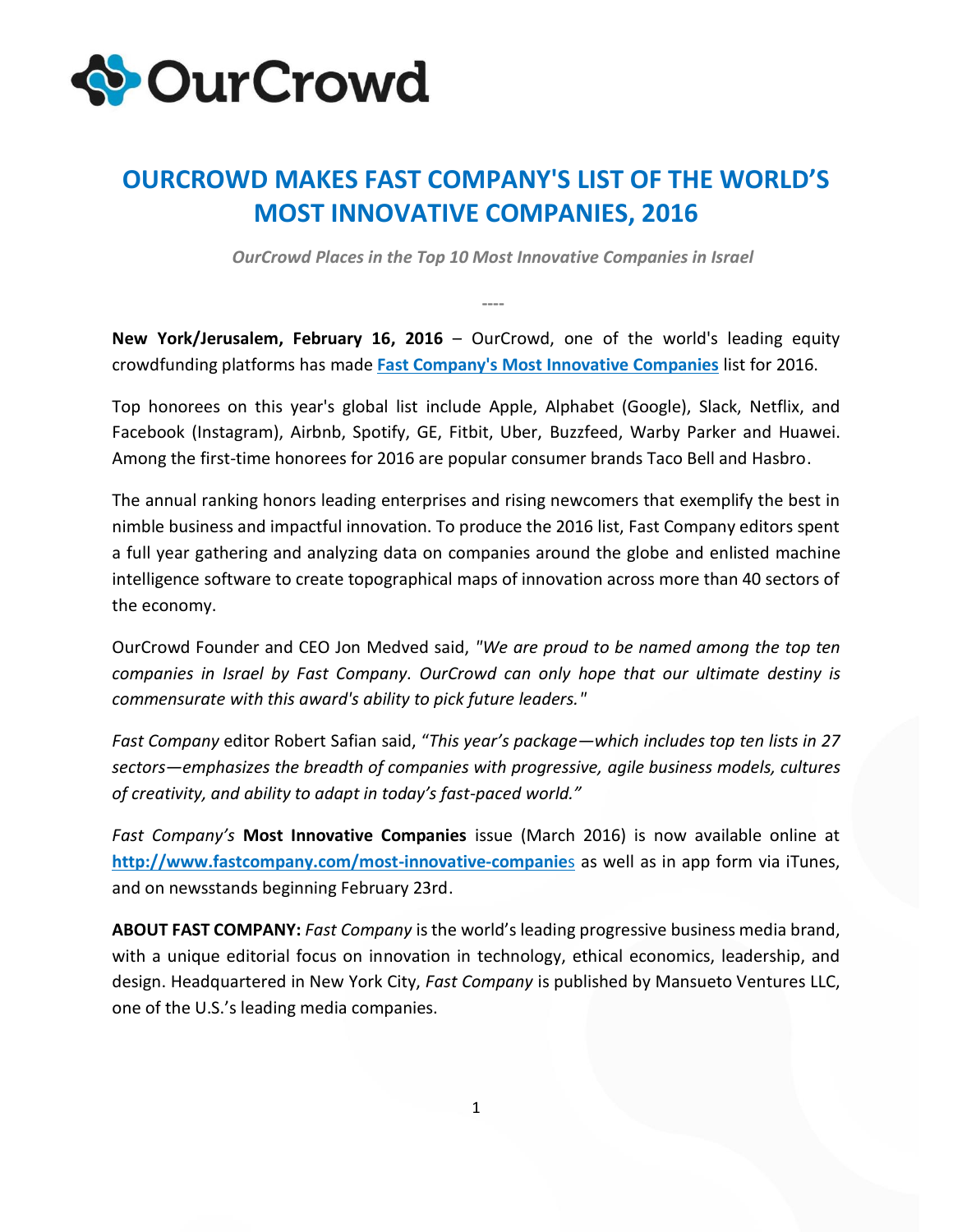OurCrowd

# OURCROWD MAKES FAST COMPANY'S LIST OF THE WORLD'S MOST INNOVATIVE COMPANIES, 2016

***OurCrowd Places in the Top 10 Most Innovative Companies in Israel***

----

**New York/Jerusalem, February 16, 2016** – OurCrowd, one of the world's leading equity crowdfunding platforms has made **[Fast Company's Most Innovative Companies](http://www.fastcompany.com/most-innovative-companies)** list for 2016.

Top honorees on this year's global list include Apple, Alphabet (Google), Slack, Netflix, and Facebook (Instagram), Airbnb, Spotify, GE, Fitbit, Uber, Buzzfeed, Warby Parker and Huawei. Among the first-time honorees for 2016 are popular consumer brands Taco Bell and Hasbro.

The annual ranking honors leading enterprises and rising newcomers that exemplify the best in nimble business and impactful innovation. To produce the 2016 list, Fast Company editors spent a full year gathering and analyzing data on companies around the globe and enlisted machine intelligence software to create topographical maps of innovation across more than 40 sectors of the economy.

OurCrowd Founder and CEO Jon Medved said, *"We are proud to be named among the top ten companies in Israel by Fast Company. OurCrowd can only hope that our ultimate destiny is commensurate with this award's ability to pick future leaders."*

*Fast Company* editor Robert Safian said, *"This year's package—which includes top ten lists in 27 sectors—emphasizes the breadth of companies with progressive, agile business models, cultures of creativity, and ability to adapt in today's fast-paced world."*

*Fast Company's* **Most Innovative Companies** issue (March 2016) is now available online at **http://www.fastcompany.com/most-innovative-companies** as well as in app form via iTunes, and on newsstands beginning February 23rd.

**ABOUT FAST COMPANY:** *Fast Company* is the world's leading progressive business media brand, with a unique editorial focus on innovation in technology, ethical economics, leadership, and design. Headquartered in New York City, *Fast Company* is published by Mansueto Ventures LLC, one of the U.S.'s leading media companies.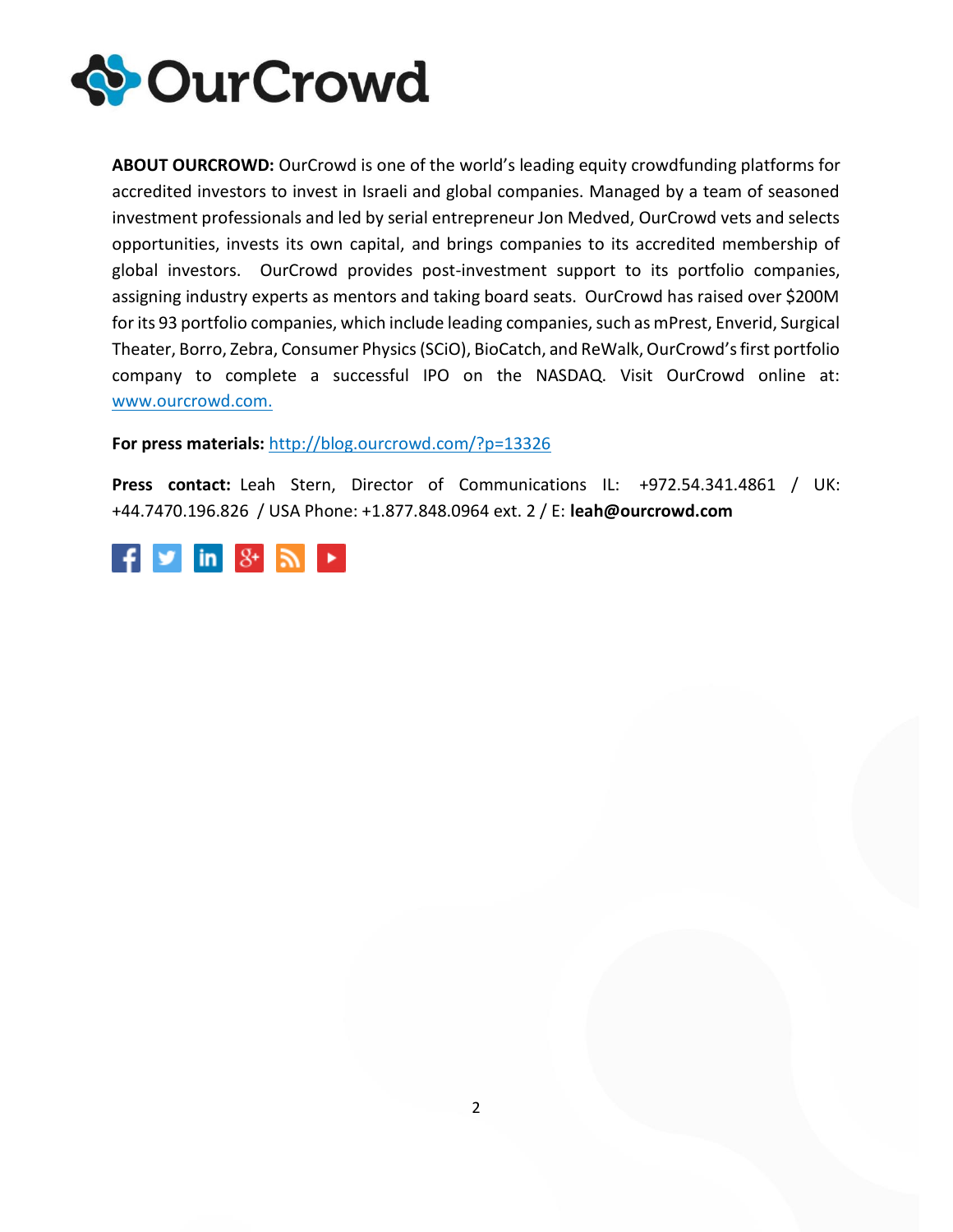**ABOUT OURCROWD:** OurCrowd is one of the world's leading equity crowdfunding platforms for accredited investors to invest in Israeli and global companies. Managed by a team of seasoned investment professionals and led by serial entrepreneur Jon Medved, OurCrowd vets and selects opportunities, invests its own capital, and brings companies to its accredited membership of global investors. OurCrowd provides post-investment support to its portfolio companies, assigning industry experts as mentors and taking board seats. OurCrowd has raised over $200M for its 93 portfolio companies, which include leading companies, such as mPrest, Enverid, Surgical Theater, Borro, Zebra, Consumer Physics (SCiO), BioCatch, and ReWalk, OurCrowd's first portfolio company to complete a successful IPO on the NASDAQ. Visit OurCrowd online at: [www.ourcrowd.com.](http://www.ourcrowd.com)

**For press materials:** [http://blog.ourcrowd.com/?p=13326](http://blog.ourcrowd.com/?p=13326)

**Press contact:** Leah Stern, Director of Communications IL: +972.54.341.4861 / UK: +44.7470.196.826 / USA Phone: +1.877.848.0964 ext. 2 / E: **leah@ourcrowd.com**